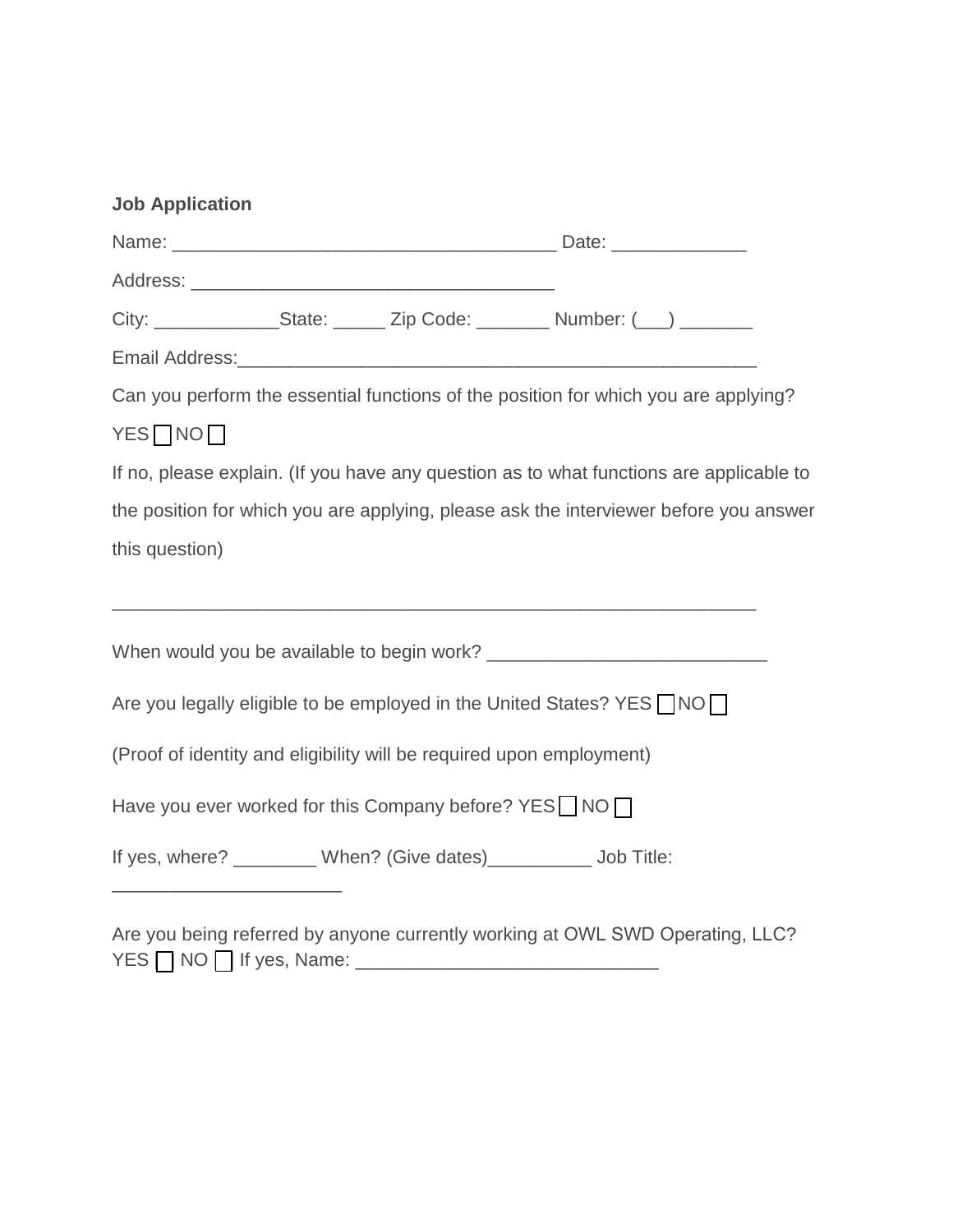**Job Application**

Name: ____________________________________ Date: _____________

Address: __________________________________

City: ____________State: _____ Zip Code: _______ Number: (___) _______

Email Address:__________________________________________________

Can you perform the essential functions of the position for which you are applying?

YES ☐ NO ☐

If no, please explain. (If you have any question as to what functions are applicable to the position for which you are applying, please ask the interviewer before you answer this question)

______________________________________________________________

When would you be available to begin work? ___________________________

Are you legally eligible to be employed in the United States? YES ☐ NO ☐

(Proof of identity and eligibility will be required upon employment)

Have you ever worked for this Company before? YES ☐ NO ☐

If yes, where? ________ When? (Give dates)__________ Job Title: ______________________

Are you being referred by anyone currently working at OWL SWD Operating, LLC?
YES ☐ NO ☐ If yes, Name: _____________________________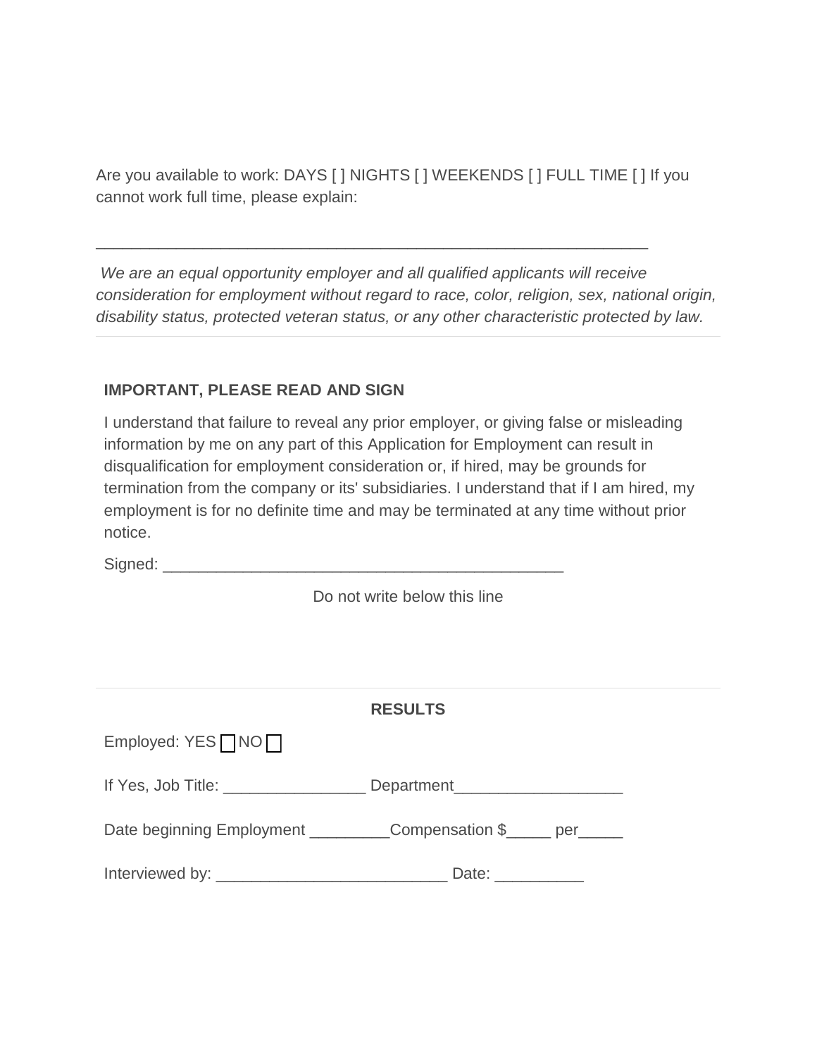Are you available to work: DAYS [ ] NIGHTS [ ] WEEKENDS [ ] FULL TIME [ ] If you cannot work full time, please explain:

_______________________________________________________________

*We are an equal opportunity employer and all qualified applicants will receive consideration for employment without regard to race, color, religion, sex, national origin, disability status, protected veteran status, or any other characteristic protected by law.*

---

**IMPORTANT, PLEASE READ AND SIGN**

I understand that failure to reveal any prior employer, or giving false or misleading information by me on any part of this Application for Employment can result in disqualification for employment consideration or, if hired, may be grounds for termination from the company or its' subsidiaries. I understand that if I am hired, my employment is for no definite time and may be terminated at any time without prior notice.

Signed: ______________________________________________

Do not write below this line

---

**RESULTS**

Employed: YES ☐ NO ☐

If Yes, Job Title: ________________ Department___________________

Date beginning Employment _________Compensation $_____ per_____

Interviewed by: __________________________ Date: __________